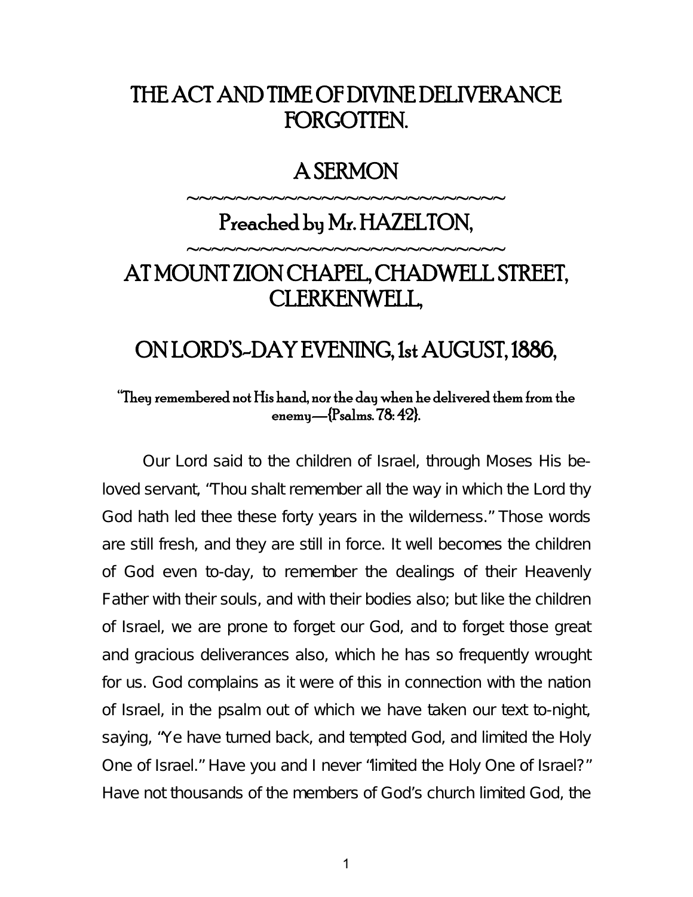# THE ACT AND TIME OF DIVINE DELIVERANCE FORGOTTEN.

## A SERMON

~~~~~~~~~~~~~~~~~~~~~~~~~~~~

## Preached by Mr. HAZELTON,

~~~~~~~~~~~~~~~~~~~~~~~~~~~~

## AT MOUNT ZION CHAPEL, CHADWELL STREET, CLERKENWELL,

## ON LORD'S-DAY EVENING, 1st AUGUST, 1886,

"They remembered not His hand, nor the day when he delivered them from the enemy—(Psalms. 78: 42).

Our Lord said to the children of Israel, through Moses His beloved servant, "Thou shalt remember all the way in which the Lord thy God hath led thee these forty years in the wilderness." Those words are still fresh, and they are still in force. It well becomes the children of God even to-day, to remember the dealings of their Heavenly Father with their souls, and with their bodies also; but like the children of Israel, we are prone to forget our God, and to forget those great and gracious deliverances also, which he has so frequently wrought for us. God complains as it were of this in connection with the nation of Israel, in the psalm out of which we have taken our text to-night, saying, "Ye have turned back, and tempted God, and limited the Holy One of Israel." Have you and I never "limited the Holy One of Israel?" Have not thousands of the members of God's church limited God, the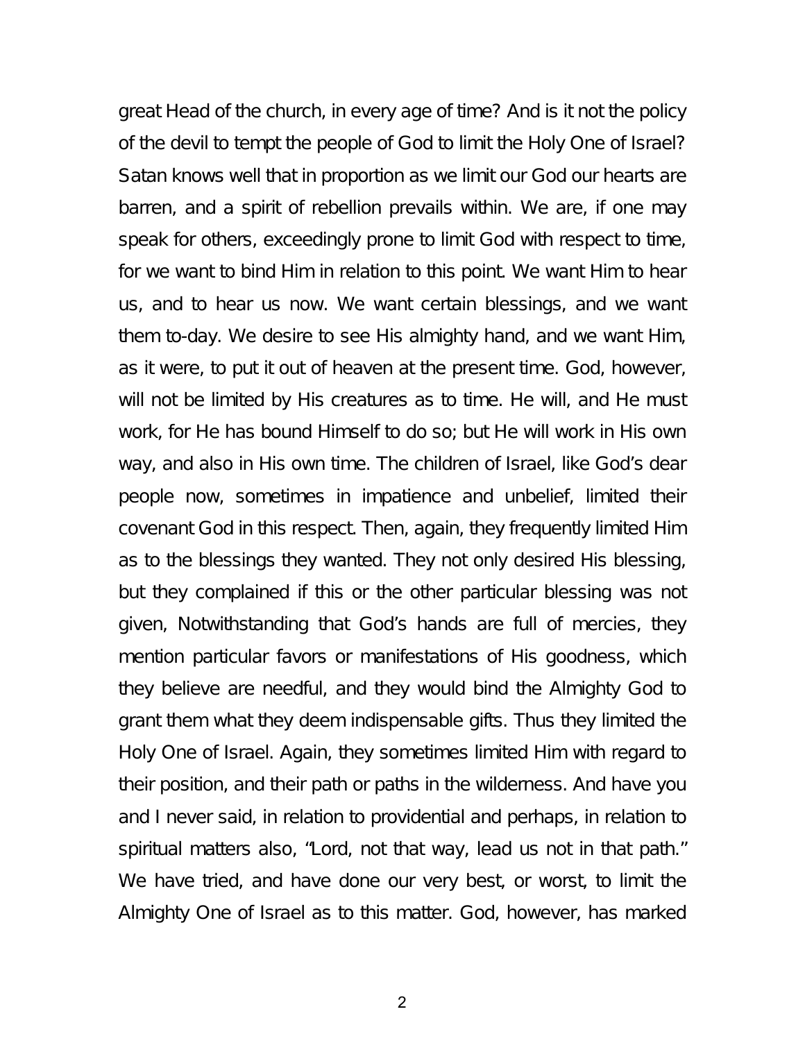great Head of the church, in every age of time? And is it not the policy of the devil to tempt the people of God to limit the Holy One of Israel? Satan knows well that in proportion as we limit our God our hearts are barren, and a spirit of rebellion prevails within. We are, if one may speak for others, exceedingly prone to limit God with respect to time, for we want to bind Him in relation to this point. We want Him to hear us, and to hear us now. We want certain blessings, and we want them to-day. We desire to see His almighty hand, and we want Him, as it were, to put it out of heaven at the present time. God, however, will not be limited by His creatures as to time. He will, and He must work, for He has bound Himself to do so; but He will work in His own way, and also in His own time. The children of Israel, like God's dear people now, sometimes in impatience and unbelief, limited their covenant God in this respect. Then, again, they frequently limited Him as to the blessings they wanted. They not only desired His blessing, but they complained if this or the other particular blessing was not given, Notwithstanding that God's hands are full of mercies, they mention particular favors or manifestations of His goodness, which they believe are needful, and they would bind the Almighty God to grant them what they deem indispensable gifts. Thus they limited the Holy One of Israel. Again, they sometimes limited Him with regard to their position, and their path or paths in the wilderness. And have you and I never said, in relation to providential and perhaps, in relation to spiritual matters also, "Lord, not that way, lead us not in that path." We have tried, and have done our very best, or worst, to limit the Almighty One of Israel as to this matter. God, however, has marked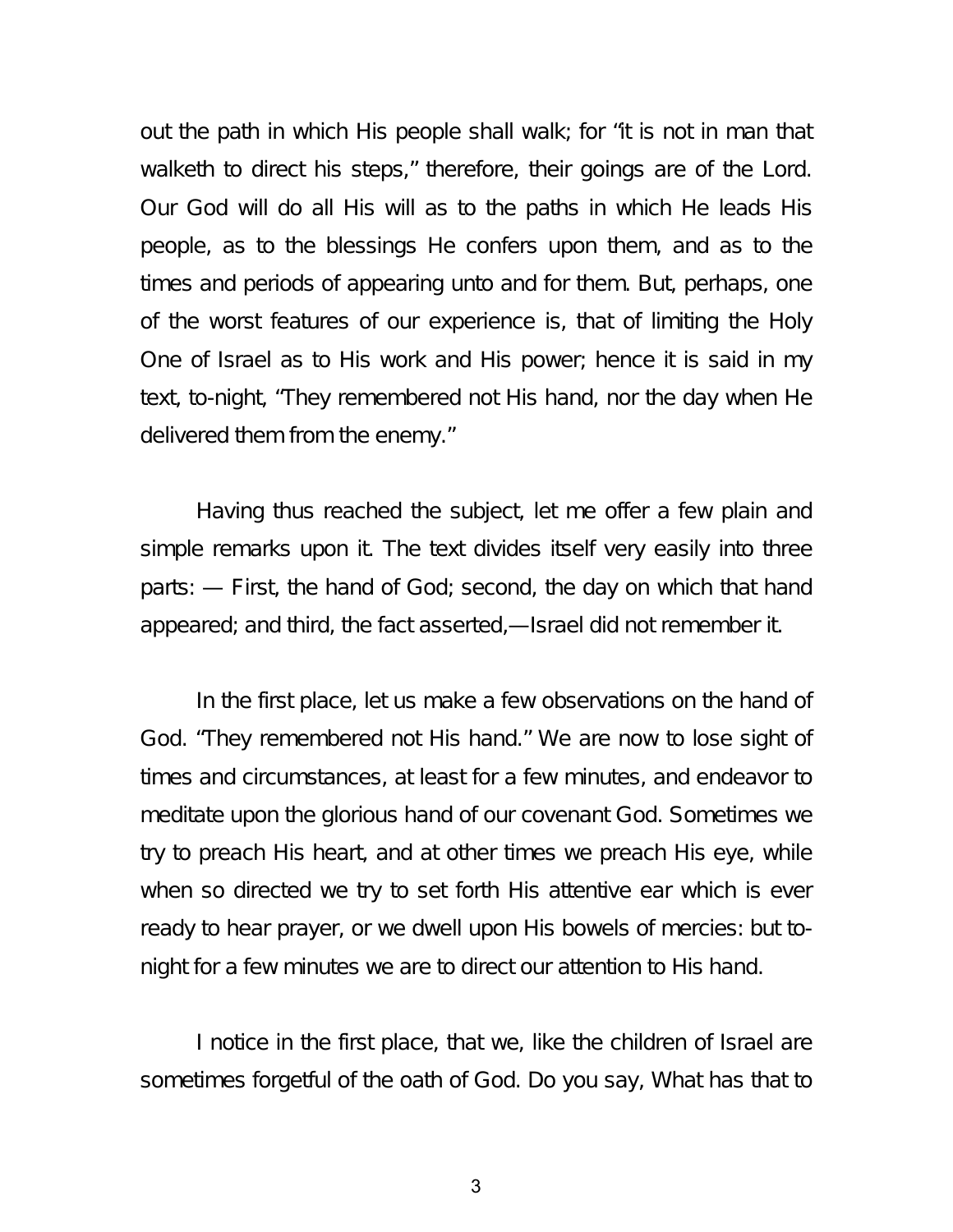out the path in which His people shall walk; for "it is not in man that walketh to direct his steps," therefore, their goings are of the Lord. Our God will do all His will as to the paths in which He leads His people, as to the blessings He confers upon them, and as to the times and periods of appearing unto and for them. But, perhaps, one of the worst features of our experience is, that of limiting the Holy One of Israel as to His work and His power; hence it is said in my text, to-night, "They remembered not His hand, nor the day when He delivered them from the enemy."

Having thus reached the subject, let me offer a few plain and simple remarks upon it. The text divides itself very easily into three parts: — First, the hand of God; second, the day on which that hand appeared; and third, the fact asserted,—Israel did not remember it.

In the first place, let us make a few observations on the hand of God. "They remembered not His hand." We are now to lose sight of times and circumstances, at least for a few minutes, and endeavor to meditate upon the glorious hand of our covenant God. Sometimes we try to preach His heart, and at other times we preach His eye, while when so directed we try to set forth His attentive ear which is ever ready to hear prayer, or we dwell upon His bowels of mercies: but to-night for a few minutes we are to direct our attention to His hand.

I notice in the first place, that we, like the children of Israel are sometimes forgetful of the oath of God. Do you say, What has that to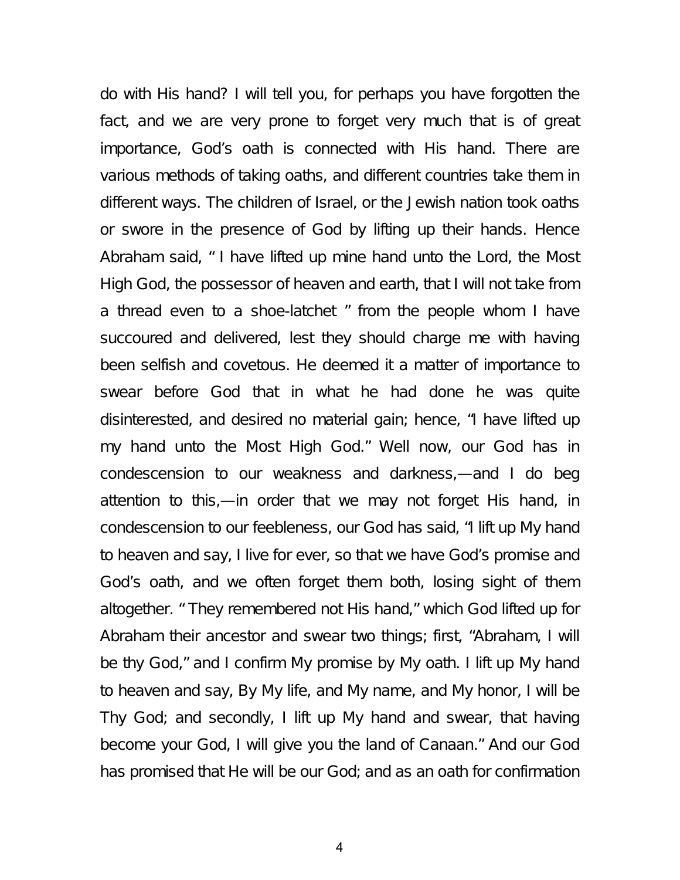do with His hand? I will tell you, for perhaps you have forgotten the fact, and we are very prone to forget very much that is of great importance, God's oath is connected with His hand. There are various methods of taking oaths, and different countries take them in different ways. The children of Israel, or the Jewish nation took oaths or swore in the presence of God by lifting up their hands. Hence Abraham said, " I have lifted up mine hand unto the Lord, the Most High God, the possessor of heaven and earth, that I will not take from a thread even to a shoe-latchet " from the people whom I have succoured and delivered, lest they should charge me with having been selfish and covetous. He deemed it a matter of importance to swear before God that in what he had done he was quite disinterested, and desired no material gain; hence, "I have lifted up my hand unto the Most High God." Well now, our God has in condescension to our weakness and darkness,—and I do beg attention to this,—in order that we may not forget His hand, in condescension to our feebleness, our God has said, "I lift up My hand to heaven and say, I live for ever, so that we have God's promise and God's oath, and we often forget them both, losing sight of them altogether. " They remembered not His hand," which God lifted up for Abraham their ancestor and swear two things; first, "Abraham, I will be thy God," and I confirm My promise by My oath. I lift up My hand to heaven and say, By My life, and My name, and My honor, I will be Thy God; and secondly, I lift up My hand and swear, that having become your God, I will give you the land of Canaan." And our God has promised that He will be our God; and as an oath for confirmation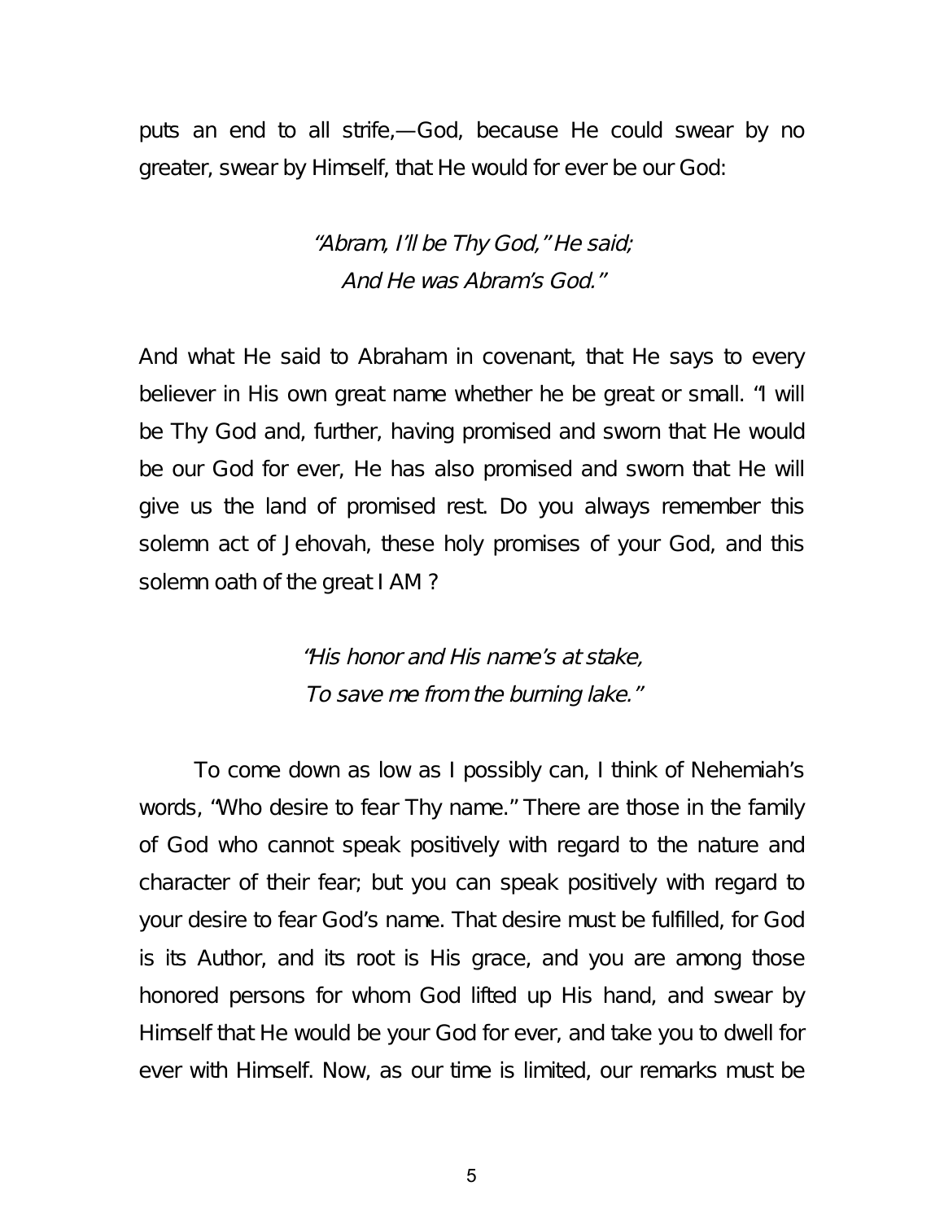puts an end to all strife,—God, because He could swear by no greater, swear by Himself, that He would for ever be our God:

*"Abram, I'll be Thy God," He said;*
*And He was Abram's God."*

And what He said to Abraham in covenant, that He says to every believer in His own great name whether he be great or small. "I will be Thy God and, further, having promised and sworn that He would be our God for ever, He has also promised and sworn that He will give us the land of promised rest. Do you always remember this solemn act of Jehovah, these holy promises of your God, and this solemn oath of the great I AM?

*"His honor and His name's at stake,*
*To save me from the burning lake."*

To come down as low as I possibly can, I think of Nehemiah's words, "Who desire to fear Thy name." There are those in the family of God who cannot speak positively with regard to the nature and character of their fear; but you can speak positively with regard to your desire to fear God's name. That desire must be fulfilled, for God is its Author, and its root is His grace, and you are among those honored persons for whom God lifted up His hand, and swear by Himself that He would be your God for ever, and take you to dwell for ever with Himself. Now, as our time is limited, our remarks must be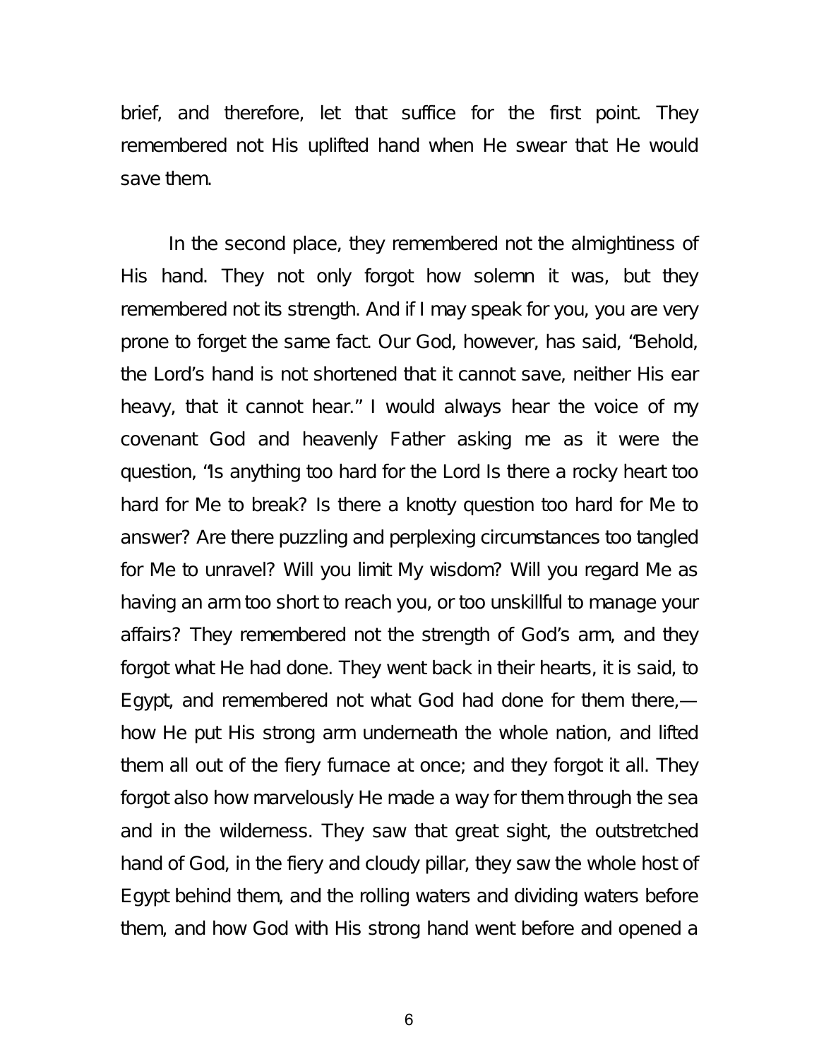brief, and therefore, let that suffice for the first point. They remembered not His uplifted hand when He swear that He would save them.

In the second place, they remembered not the almightiness of His hand. They not only forgot how solemn it was, but they remembered not its strength. And if I may speak for you, you are very prone to forget the same fact. Our God, however, has said, "Behold, the Lord's hand is not shortened that it cannot save, neither His ear heavy, that it cannot hear." I would always hear the voice of my covenant God and heavenly Father asking me as it were the question, "Is anything too hard for the Lord Is there a rocky heart too hard for Me to break? Is there a knotty question too hard for Me to answer? Are there puzzling and perplexing circumstances too tangled for Me to unravel? Will you limit My wisdom? Will you regard Me as having an arm too short to reach you, or too unskillful to manage your affairs? They remembered not the strength of God's arm, and they forgot what He had done. They went back in their hearts, it is said, to Egypt, and remembered not what God had done for them there,—how He put His strong arm underneath the whole nation, and lifted them all out of the fiery furnace at once; and they forgot it all. They forgot also how marvelously He made a way for them through the sea and in the wilderness. They saw that great sight, the outstretched hand of God, in the fiery and cloudy pillar, they saw the whole host of Egypt behind them, and the rolling waters and dividing waters before them, and how God with His strong hand went before and opened a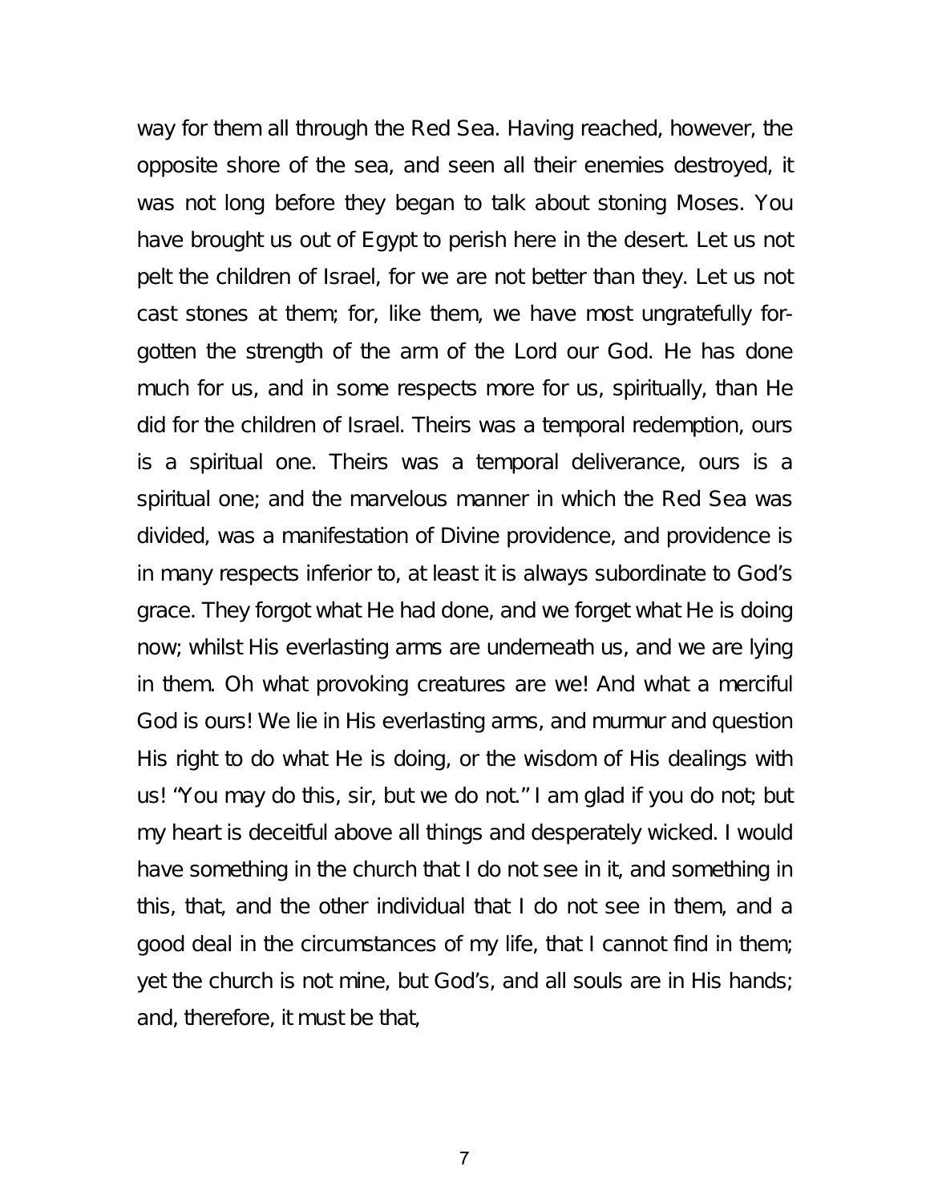way for them all through the Red Sea. Having reached, however, the opposite shore of the sea, and seen all their enemies destroyed, it was not long before they began to talk about stoning Moses. You have brought us out of Egypt to perish here in the desert. Let us not pelt the children of Israel, for we are not better than they. Let us not cast stones at them; for, like them, we have most ungratefully forgotten the strength of the arm of the Lord our God. He has done much for us, and in some respects more for us, spiritually, than He did for the children of Israel. Theirs was a temporal redemption, ours is a spiritual one. Theirs was a temporal deliverance, ours is a spiritual one; and the marvelous manner in which the Red Sea was divided, was a manifestation of Divine providence, and providence is in many respects inferior to, at least it is always subordinate to God's grace. They forgot what He had done, and we forget what He is doing now; whilst His everlasting arms are underneath us, and we are lying in them. Oh what provoking creatures are we! And what a merciful God is ours! We lie in His everlasting arms, and murmur and question His right to do what He is doing, or the wisdom of His dealings with us! "You may do this, sir, but we do not." I am glad if you do not; but my heart is deceitful above all things and desperately wicked. I would have something in the church that I do not see in it, and something in this, that, and the other individual that I do not see in them, and a good deal in the circumstances of my life, that I cannot find in them; yet the church is not mine, but God's, and all souls are in His hands; and, therefore, it must be that,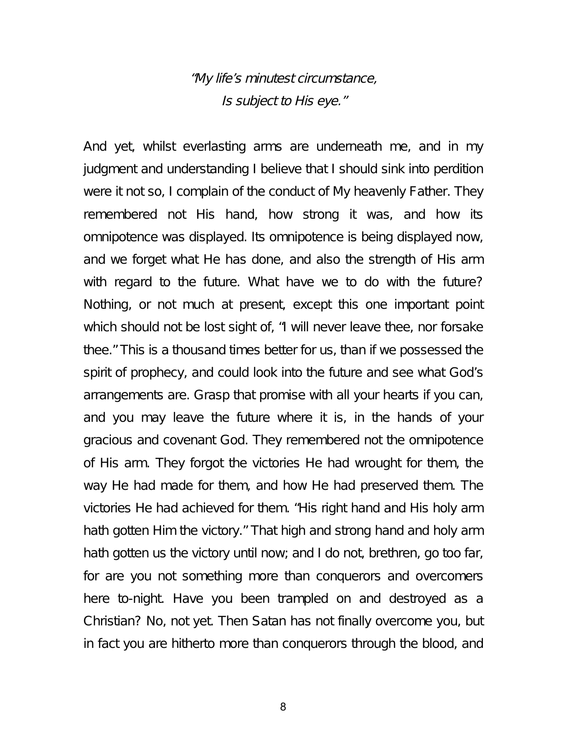*"My life's minutest circumstance,*
*Is subject to His eye."*

And yet, whilst everlasting arms are underneath me, and in my judgment and understanding I believe that I should sink into perdition were it not so, I complain of the conduct of My heavenly Father. They remembered not His hand, how strong it was, and how its omnipotence was displayed. Its omnipotence is being displayed now, and we forget what He has done, and also the strength of His arm with regard to the future. What have we to do with the future? Nothing, or not much at present, except this one important point which should not be lost sight of, "I will never leave thee, nor forsake thee." This is a thousand times better for us, than if we possessed the spirit of prophecy, and could look into the future and see what God's arrangements are. Grasp that promise with all your hearts if you can, and you may leave the future where it is, in the hands of your gracious and covenant God. They remembered not the omnipotence of His arm. They forgot the victories He had wrought for them, the way He had made for them, and how He had preserved them. The victories He had achieved for them. "His right hand and His holy arm hath gotten Him the victory." That high and strong hand and holy arm hath gotten us the victory until now; and I do not, brethren, go too far, for are you not something more than conquerors and overcomers here to-night. Have you been trampled on and destroyed as a Christian? No, not yet. Then Satan has not finally overcome you, but in fact you are hitherto more than conquerors through the blood, and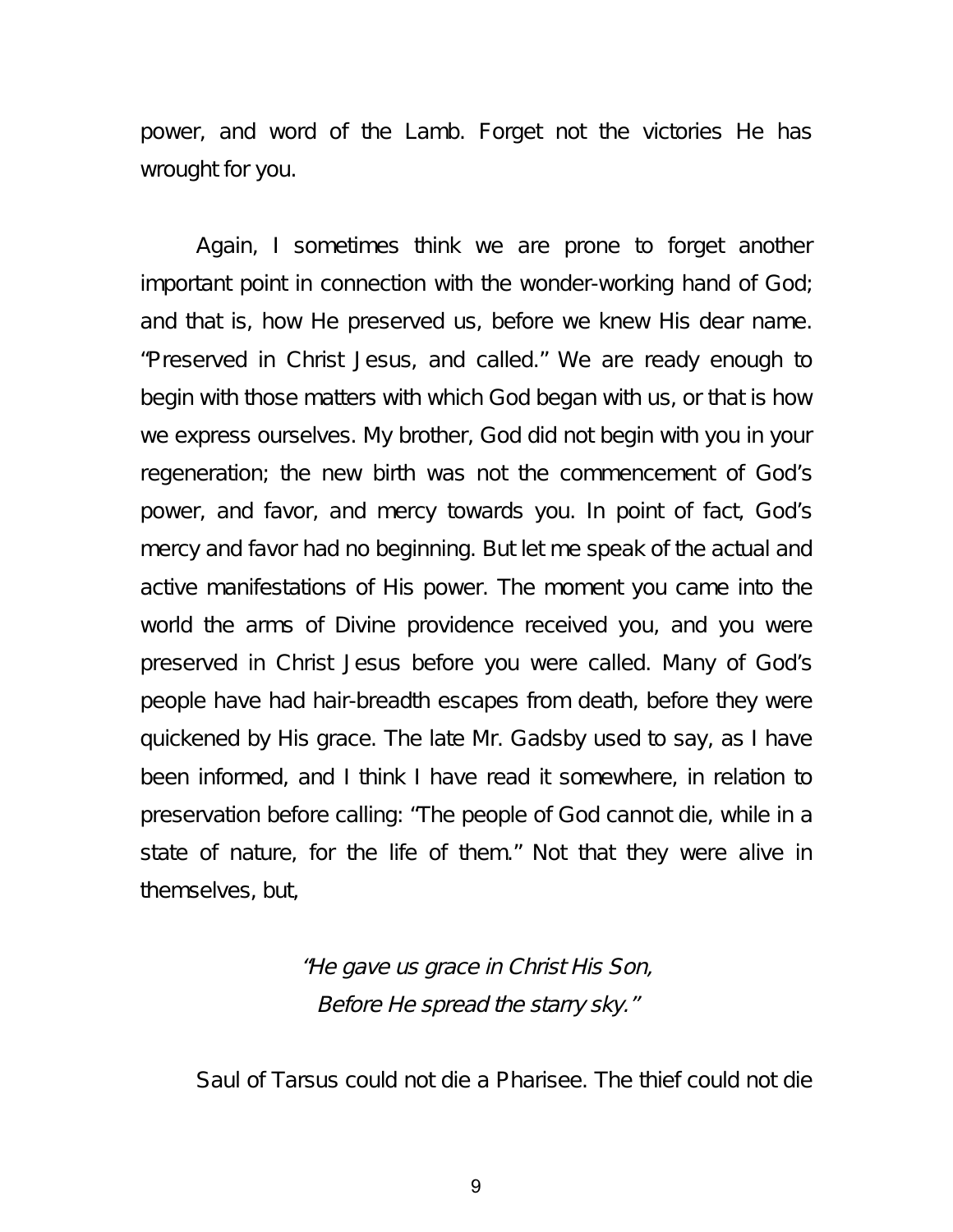power, and word of the Lamb. Forget not the victories He has wrought for you.

Again, I sometimes think we are prone to forget another important point in connection with the wonder-working hand of God; and that is, how He preserved us, before we knew His dear name. "Preserved in Christ Jesus, and called." We are ready enough to begin with those matters with which God began with us, or that is how we express ourselves. My brother, God did not begin with you in your regeneration; the new birth was not the commencement of God's power, and favor, and mercy towards you. In point of fact, God's mercy and favor had no beginning. But let me speak of the actual and active manifestations of His power. The moment you came into the world the arms of Divine providence received you, and you were preserved in Christ Jesus before you were called. Many of God's people have had hair-breadth escapes from death, before they were quickened by His grace. The late Mr. Gadsby used to say, as I have been informed, and I think I have read it somewhere, in relation to preservation before calling: "The people of God cannot die, while in a state of nature, for the life of them." Not that they were alive in themselves, but,

> *"He gave us grace in Christ His Son,*
> *Before He spread the starry sky."*

Saul of Tarsus could not die a Pharisee. The thief could not die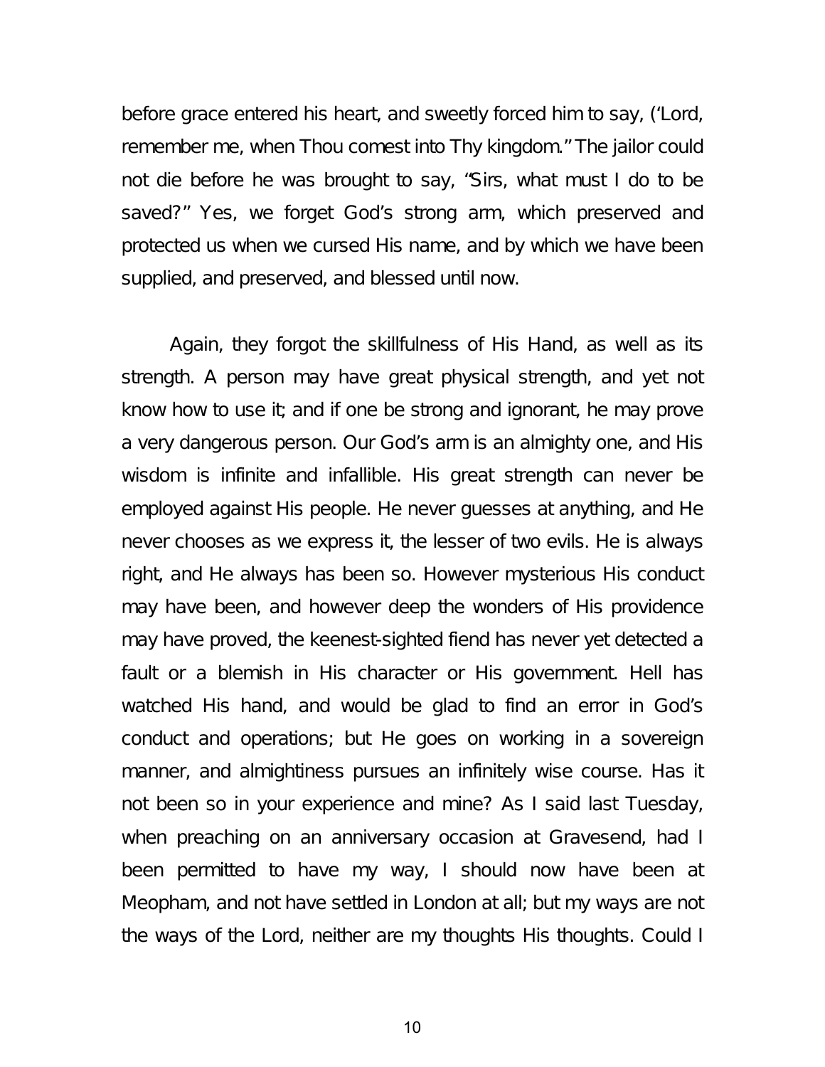before grace entered his heart, and sweetly forced him to say, ('Lord, remember me, when Thou comest into Thy kingdom." The jailor could not die before he was brought to say, "Sirs, what must I do to be saved?" Yes, we forget God's strong arm, which preserved and protected us when we cursed His name, and by which we have been supplied, and preserved, and blessed until now.

Again, they forgot the skillfulness of His Hand, as well as its strength. A person may have great physical strength, and yet not know how to use it; and if one be strong and ignorant, he may prove a very dangerous person. Our God's arm is an almighty one, and His wisdom is infinite and infallible. His great strength can never be employed against His people. He never guesses at anything, and He never chooses as we express it, the lesser of two evils. He is always right, and He always has been so. However mysterious His conduct may have been, and however deep the wonders of His providence may have proved, the keenest-sighted fiend has never yet detected a fault or a blemish in His character or His government. Hell has watched His hand, and would be glad to find an error in God's conduct and operations; but He goes on working in a sovereign manner, and almightiness pursues an infinitely wise course. Has it not been so in your experience and mine? As I said last Tuesday, when preaching on an anniversary occasion at Gravesend, had I been permitted to have my way, I should now have been at Meopham, and not have settled in London at all; but my ways are not the ways of the Lord, neither are my thoughts His thoughts. Could I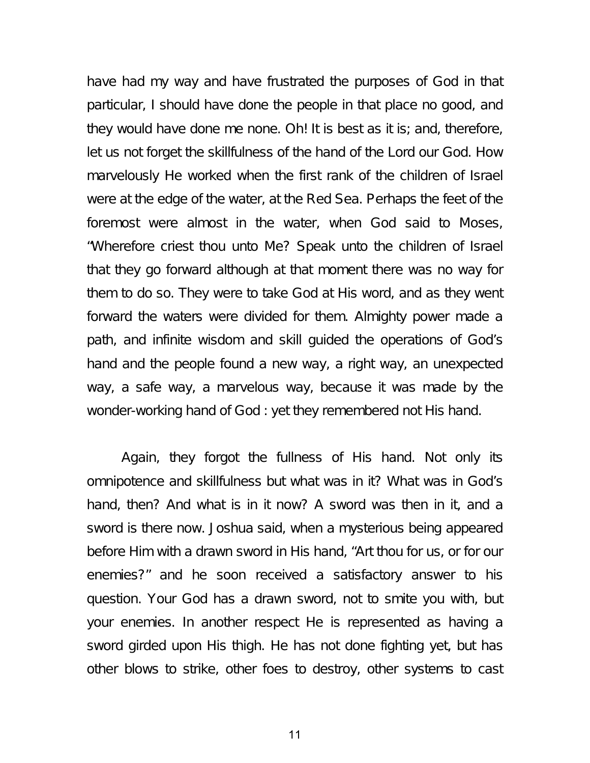have had my way and have frustrated the purposes of God in that particular, I should have done the people in that place no good, and they would have done me none. Oh! It is best as it is; and, therefore, let us not forget the skillfulness of the hand of the Lord our God. How marvelously He worked when the first rank of the children of Israel were at the edge of the water, at the Red Sea. Perhaps the feet of the foremost were almost in the water, when God said to Moses, "Wherefore criest thou unto Me? Speak unto the children of Israel that they go forward although at that moment there was no way for them to do so. They were to take God at His word, and as they went forward the waters were divided for them. Almighty power made a path, and infinite wisdom and skill guided the operations of God's hand and the people found a new way, a right way, an unexpected way, a safe way, a marvelous way, because it was made by the wonder-working hand of God : yet they remembered not His hand.

Again, they forgot the fullness of His hand. Not only its omnipotence and skillfulness but what was in it? What was in God's hand, then? And what is in it now? A sword was then in it, and a sword is there now. Joshua said, when a mysterious being appeared before Him with a drawn sword in His hand, "Art thou for us, or for our enemies?" and he soon received a satisfactory answer to his question. Your God has a drawn sword, not to smite you with, but your enemies. In another respect He is represented as having a sword girded upon His thigh. He has not done fighting yet, but has other blows to strike, other foes to destroy, other systems to cast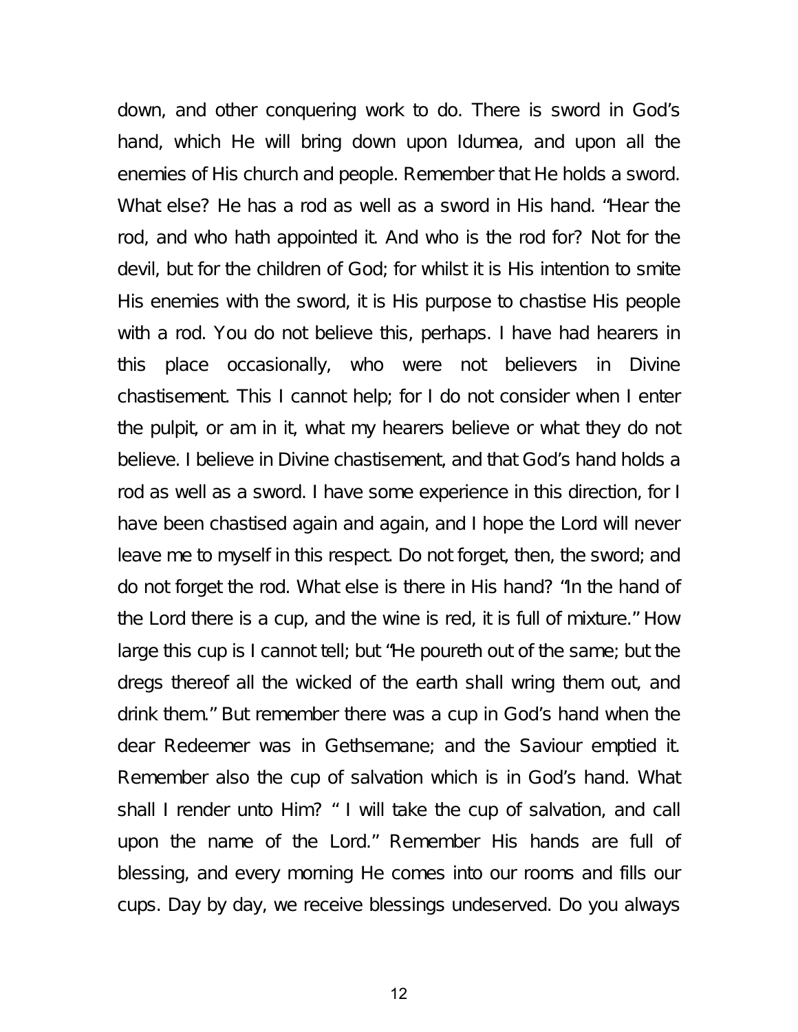down, and other conquering work to do. There is sword in God's hand, which He will bring down upon Idumea, and upon all the enemies of His church and people. Remember that He holds a sword. What else? He has a rod as well as a sword in His hand. "Hear the rod, and who hath appointed it. And who is the rod for? Not for the devil, but for the children of God; for whilst it is His intention to smite His enemies with the sword, it is His purpose to chastise His people with a rod. You do not believe this, perhaps. I have had hearers in this place occasionally, who were not believers in Divine chastisement. This I cannot help; for I do not consider when I enter the pulpit, or am in it, what my hearers believe or what they do not believe. I believe in Divine chastisement, and that God's hand holds a rod as well as a sword. I have some experience in this direction, for I have been chastised again and again, and I hope the Lord will never leave me to myself in this respect. Do not forget, then, the sword; and do not forget the rod. What else is there in His hand? "In the hand of the Lord there is a cup, and the wine is red, it is full of mixture." How large this cup is I cannot tell; but "He poureth out of the same; but the dregs thereof all the wicked of the earth shall wring them out, and drink them." But remember there was a cup in God's hand when the dear Redeemer was in Gethsemane; and the Saviour emptied it. Remember also the cup of salvation which is in God's hand. What shall I render unto Him? " I will take the cup of salvation, and call upon the name of the Lord." Remember His hands are full of blessing, and every morning He comes into our rooms and fills our cups. Day by day, we receive blessings undeserved. Do you always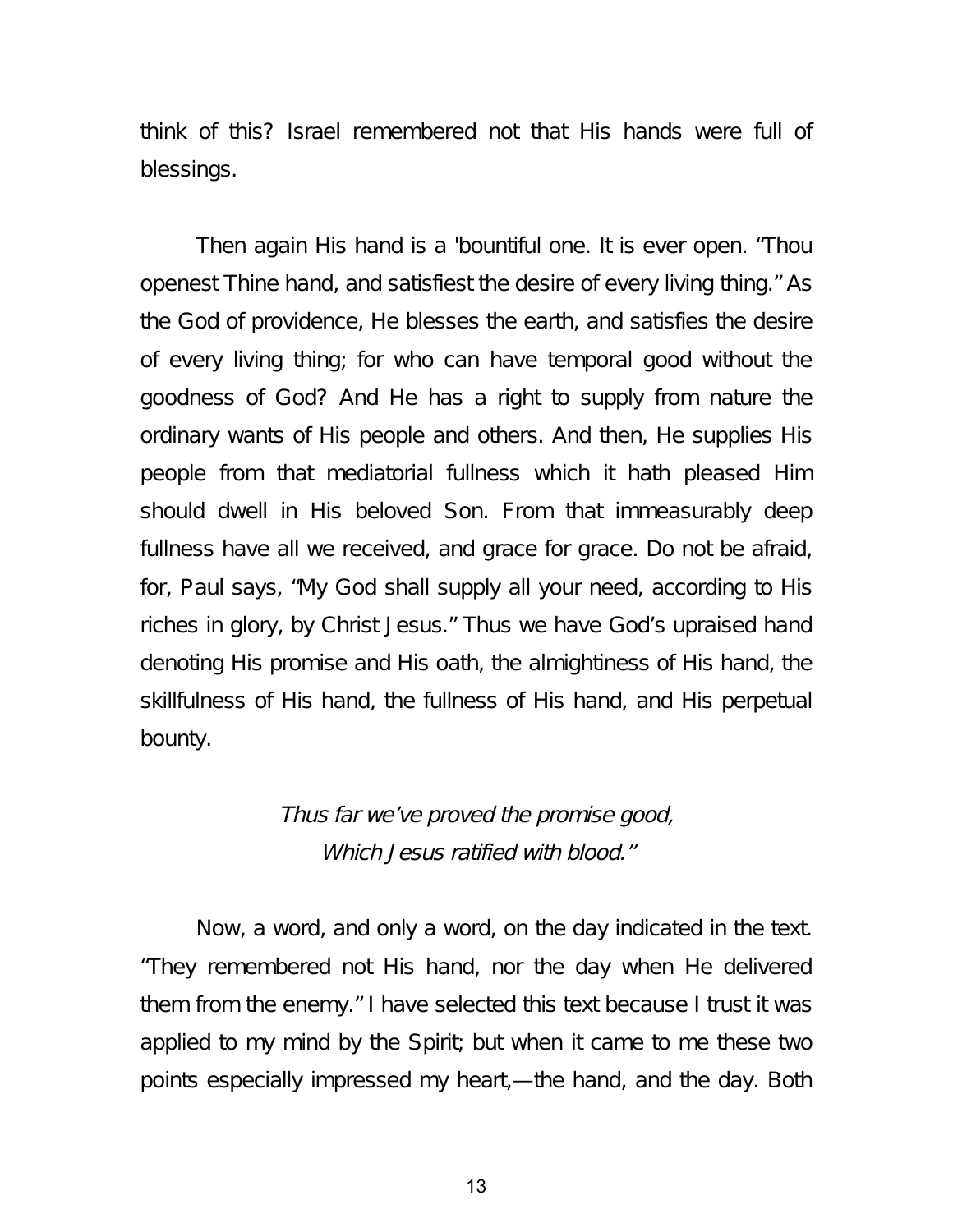think of this? Israel remembered not that His hands were full of blessings.

Then again His hand is a 'bountiful one. It is ever open. "Thou openest Thine hand, and satisfiest the desire of every living thing." As the God of providence, He blesses the earth, and satisfies the desire of every living thing; for who can have temporal good without the goodness of God? And He has a right to supply from nature the ordinary wants of His people and others. And then, He supplies His people from that mediatorial fullness which it hath pleased Him should dwell in His beloved Son. From that immeasurably deep fullness have all we received, and grace for grace. Do not be afraid, for, Paul says, "My God shall supply all your need, according to His riches in glory, by Christ Jesus." Thus we have God's upraised hand denoting His promise and His oath, the almightiness of His hand, the skillfulness of His hand, the fullness of His hand, and His perpetual bounty.

*Thus far we've proved the promise good,*
*Which Jesus ratified with blood."*

Now, a word, and only a word, on the day indicated in the text. "They remembered not His hand, nor the day when He delivered them from the enemy." I have selected this text because I trust it was applied to my mind by the Spirit; but when it came to me these two points especially impressed my heart,—the hand, and the day. Both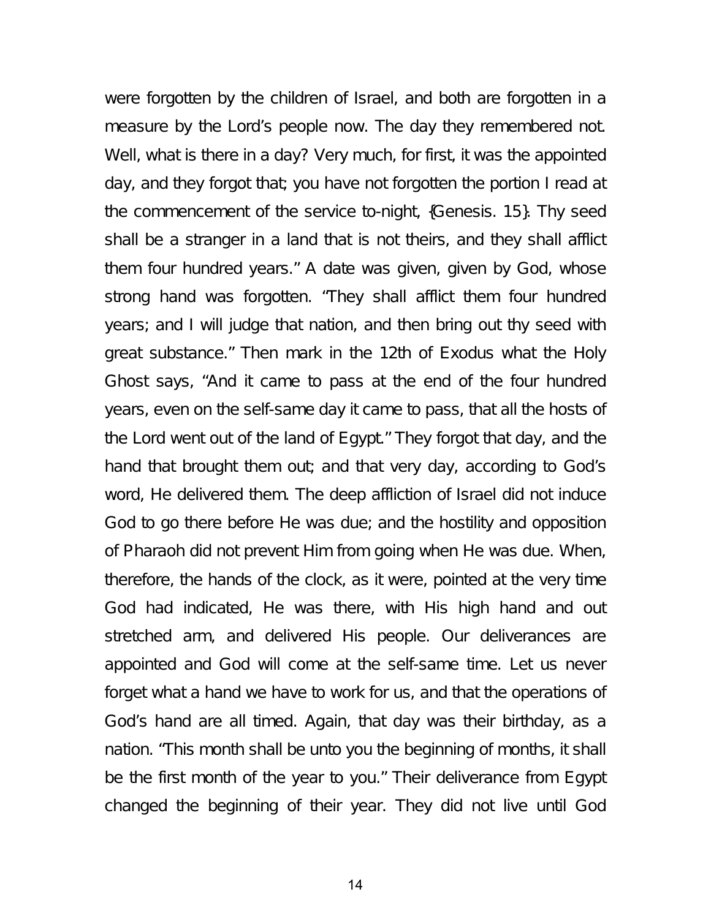were forgotten by the children of Israel, and both are forgotten in a measure by the Lord's people now. The day they remembered not. Well, what is there in a day? Very much, for first, it was the appointed day, and they forgot that; you have not forgotten the portion I read at the commencement of the service to-night, {Genesis. 15}. Thy seed shall be a stranger in a land that is not theirs, and they shall afflict them four hundred years." A date was given, given by God, whose strong hand was forgotten. "They shall afflict them four hundred years; and I will judge that nation, and then bring out thy seed with great substance." Then mark in the 12th of Exodus what the Holy Ghost says, "And it came to pass at the end of the four hundred years, even on the self-same day it came to pass, that all the hosts of the Lord went out of the land of Egypt." They forgot that day, and the hand that brought them out; and that very day, according to God's word, He delivered them. The deep affliction of Israel did not induce God to go there before He was due; and the hostility and opposition of Pharaoh did not prevent Him from going when He was due. When, therefore, the hands of the clock, as it were, pointed at the very time God had indicated, He was there, with His high hand and out stretched arm, and delivered His people. Our deliverances are appointed and God will come at the self-same time. Let us never forget what a hand we have to work for us, and that the operations of God's hand are all timed. Again, that day was their birthday, as a nation. "This month shall be unto you the beginning of months, it shall be the first month of the year to you." Their deliverance from Egypt changed the beginning of their year. They did not live until God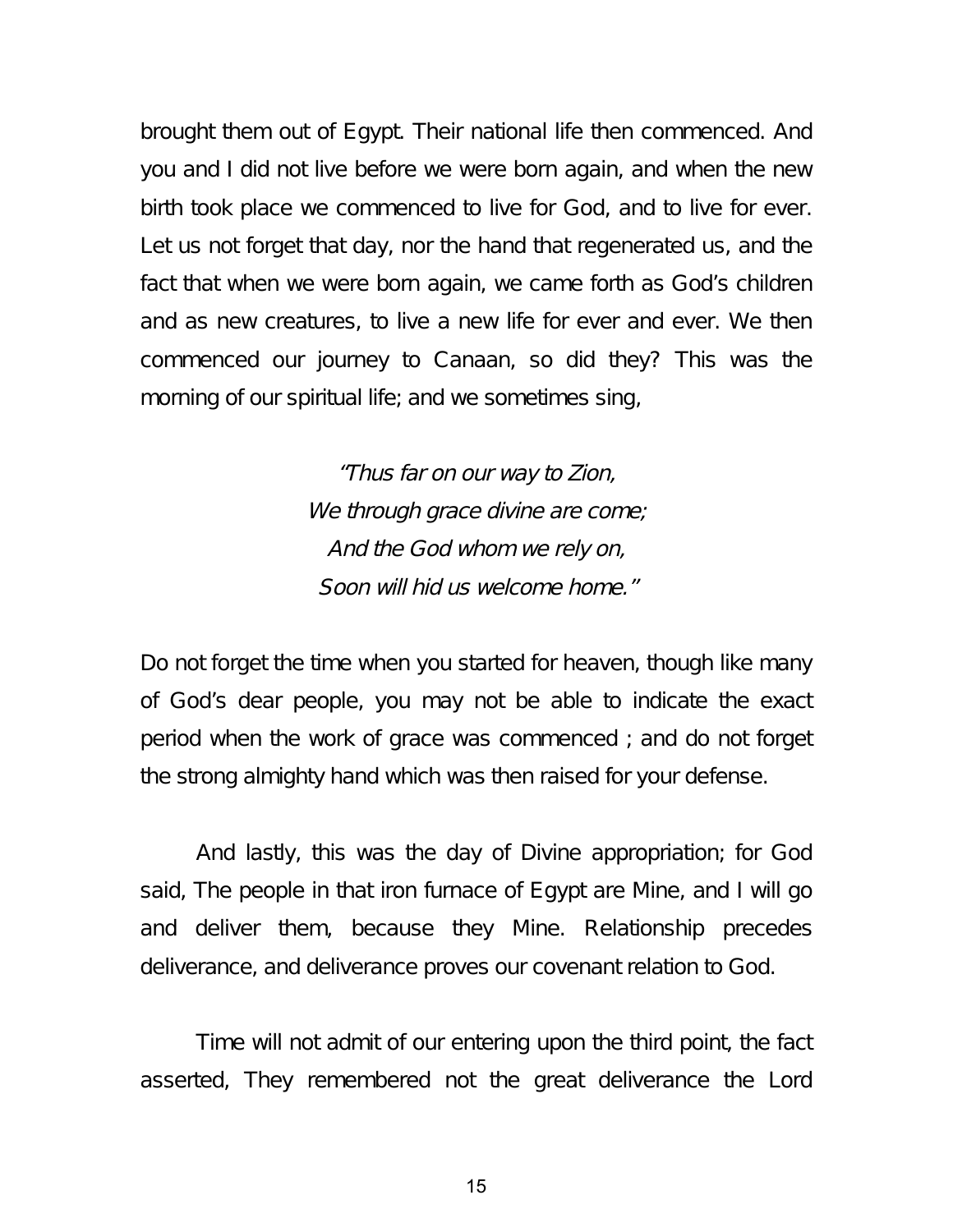brought them out of Egypt. Their national life then commenced. And you and I did not live before we were born again, and when the new birth took place we commenced to live for God, and to live for ever. Let us not forget that day, nor the hand that regenerated us, and the fact that when we were born again, we came forth as God's children and as new creatures, to live a new life for ever and ever. We then commenced our journey to Canaan, so did they? This was the morning of our spiritual life; and we sometimes sing,

*"Thus far on our way to Zion,*  
*We through grace divine are come;*  
*And the God whom we rely on,*  
*Soon will hid us welcome home."*

Do not forget the time when you started for heaven, though like many of God's dear people, you may not be able to indicate the exact period when the work of grace was commenced ; and do not forget the strong almighty hand which was then raised for your defense.

And lastly, this was the day of Divine appropriation; for God said, The people in that iron furnace of Egypt are Mine, and I will go and deliver them, because they Mine. Relationship precedes deliverance, and deliverance proves our covenant relation to God.

Time will not admit of our entering upon the third point, the fact asserted, They remembered not the great deliverance the Lord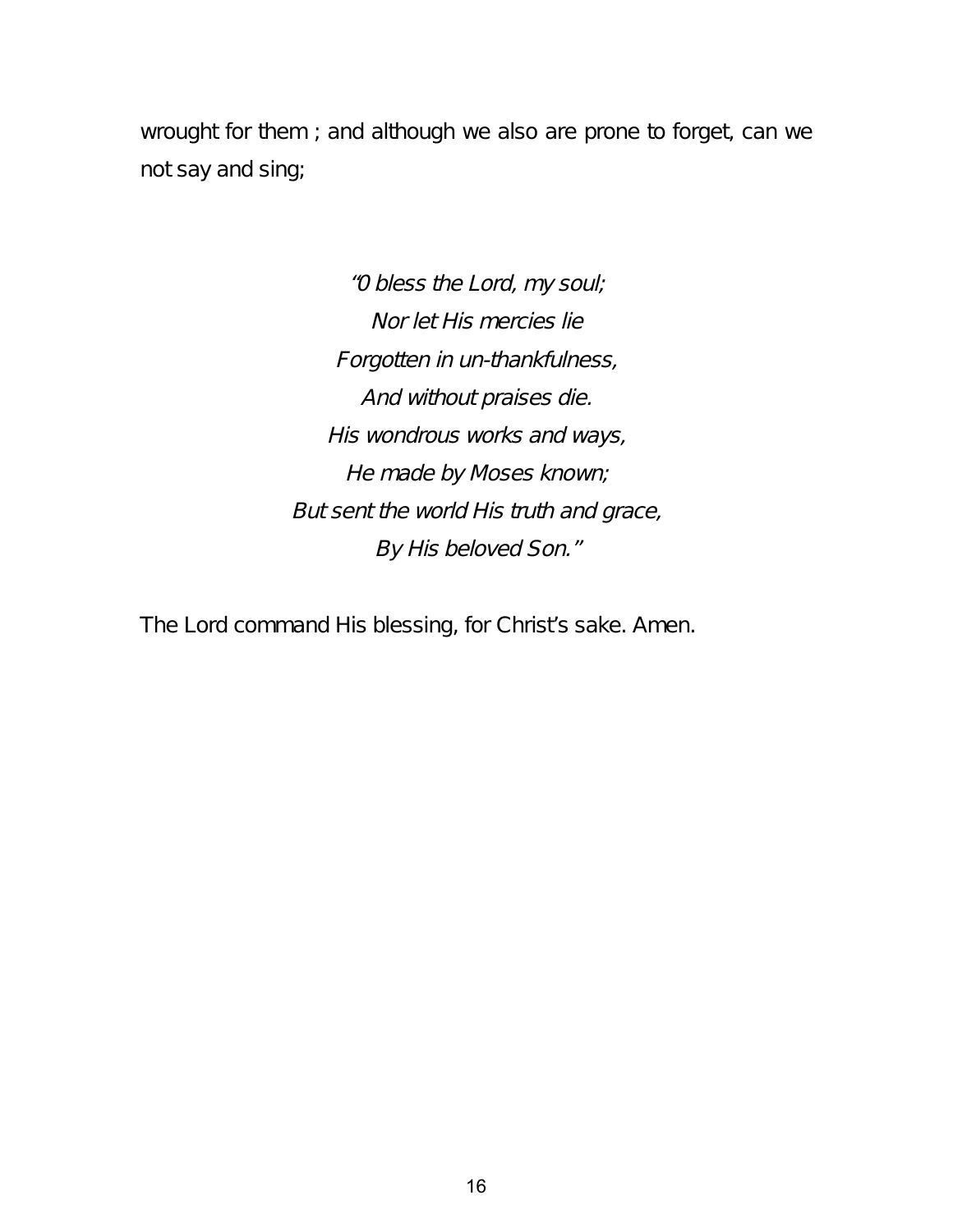wrought for them ; and although we also are prone to forget, can we not say and sing;

*"0 bless the Lord, my soul;*
*Nor let His mercies lie*
*Forgotten in un-thankfulness,*
*And without praises die.*
*His wondrous works and ways,*
*He made by Moses known;*
*But sent the world His truth and grace,*
*By His beloved Son."*

The Lord command His blessing, for Christ's sake. Amen.